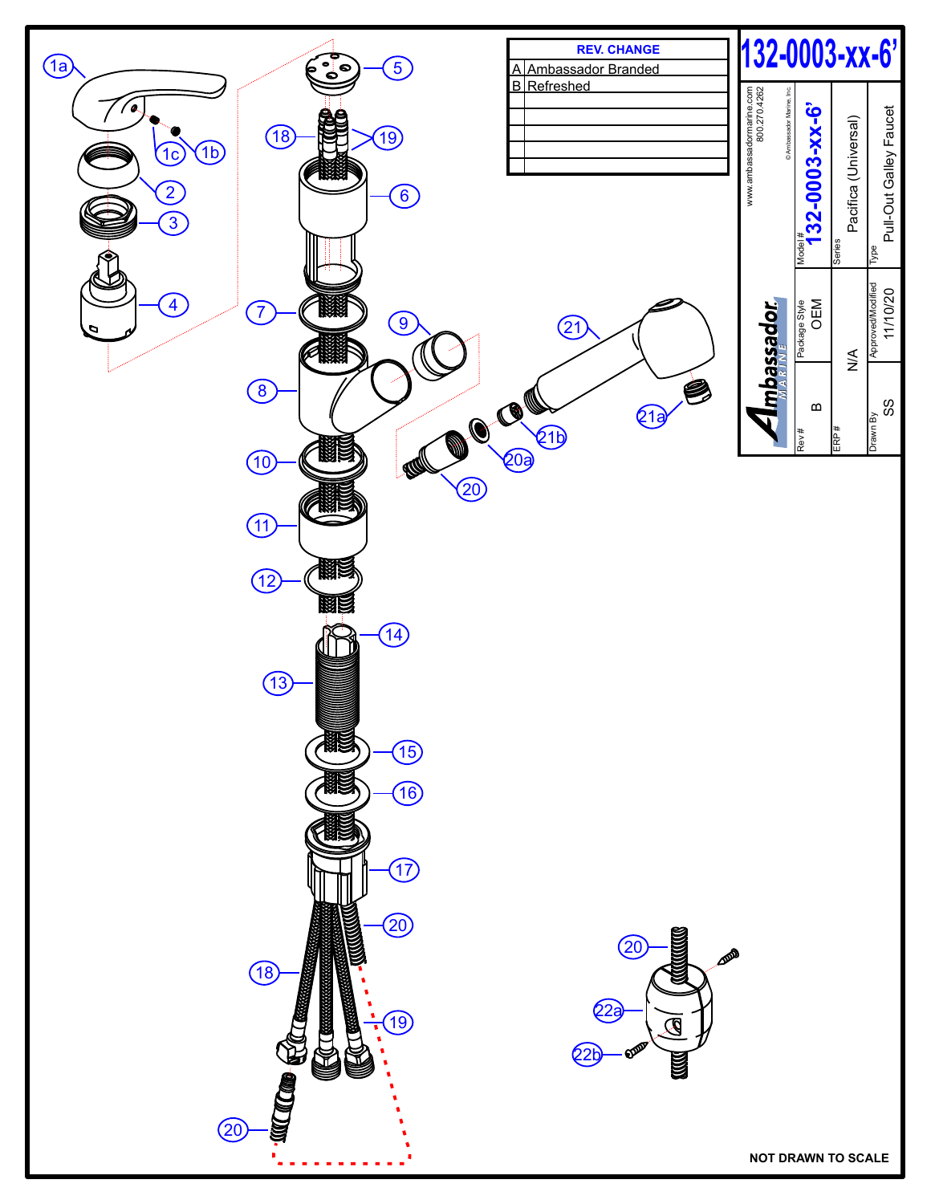# 132-0003-xx-6'

| REV. | CHANGE |
|---|---|
| A | Ambassador Branded |
| B | Refreshed |

www.ambassadormarine.com
800.270.4262

© Ambassador Marine, Inc.

Ambassador Marine

| Model # | 132-0003-xx-6' |
|---|---|
| Series | Pacifica (Universal) |
| Type | Pull-Out Galley Faucet |
| Package Style | OEM |
| Rev # | B |
| ERP # | N/A |
| Approved/Modified | 11/10/20 |
| Drawn By | SS |

1a, 1b, 1c, 2, 3, 4, 5, 6, 7, 8, 9, 10, 11, 12, 13, 14, 15, 16, 17, 18, 19, 20, 20a, 21, 21a, 21b, 22a, 22b

NOT DRAWN TO SCALE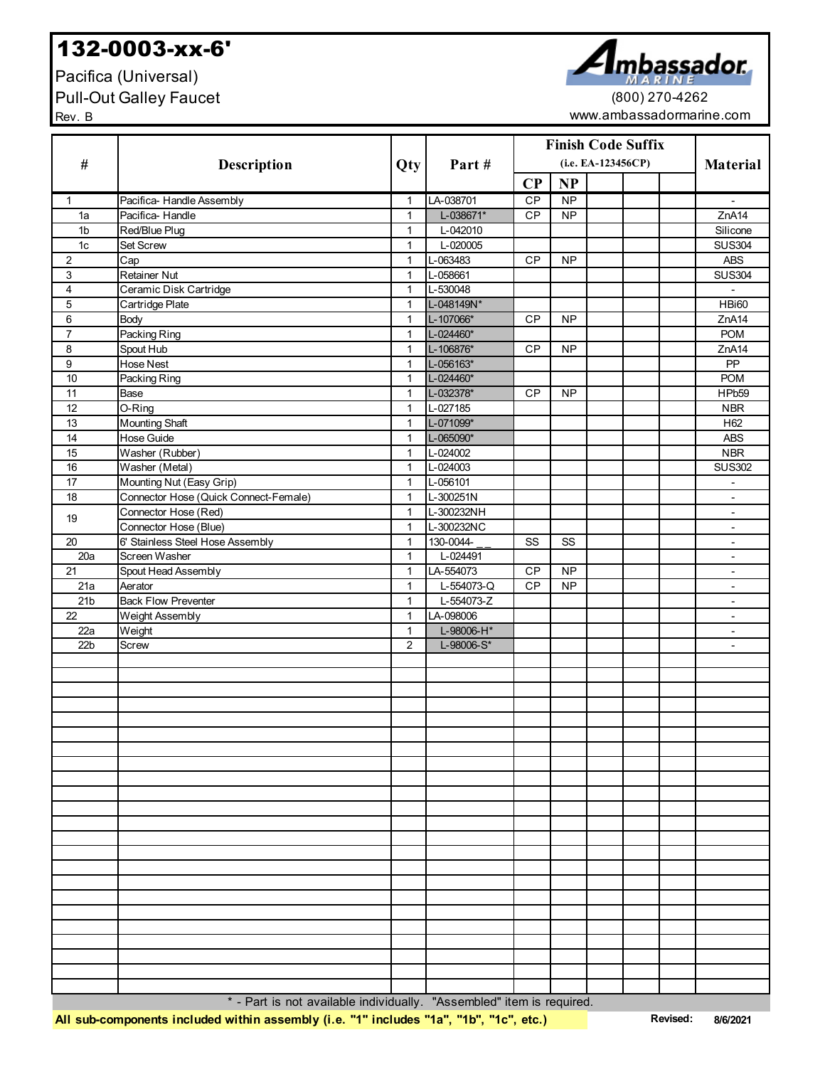# 132-0003-xx-6'

Pacifica (Universal)
Pull-Out Galley Faucet
Rev. B

Ambassador MARINE
(800) 270-4262
www.ambassadormarine.com

| # | Description | Qty | Part # | Finish Code Suffix (i.e. EA-123456CP) | | | | | Material |
|---|---|---|---|---|---|---|---|---|---|
| | | | | CP | NP | | | | |
| 1 | Pacifica- Handle Assembly | 1 | LA-038701 | CP | NP | | | | - |
| 1a | Pacifica- Handle | 1 | L-038671* | CP | NP | | | | ZnA14 |
| 1b | Red/Blue Plug | 1 | L-042010 | | | | | | Silicone |
| 1c | Set Screw | 1 | L-020005 | | | | | | SUS304 |
| 2 | Cap | 1 | L-063483 | CP | NP | | | | ABS |
| 3 | Retainer Nut | 1 | L-058661 | | | | | | SUS304 |
| 4 | Ceramic Disk Cartridge | 1 | L-530048 | | | | | | - |
| 5 | Cartridge Plate | 1 | L-048149N* | | | | | | HBi60 |
| 6 | Body | 1 | L-107066* | CP | NP | | | | ZnA14 |
| 7 | Packing Ring | 1 | L-024460* | | | | | | POM |
| 8 | Spout Hub | 1 | L-106876* | CP | NP | | | | ZnA14 |
| 9 | Hose Nest | 1 | L-056163* | | | | | | PP |
| 10 | Packing Ring | 1 | L-024460* | | | | | | POM |
| 11 | Base | 1 | L-032378* | CP | NP | | | | HPb59 |
| 12 | O-Ring | 1 | L-027185 | | | | | | NBR |
| 13 | Mounting Shaft | 1 | L-071099* | | | | | | H62 |
| 14 | Hose Guide | 1 | L-065090* | | | | | | ABS |
| 15 | Washer (Rubber) | 1 | L-024002 | | | | | | NBR |
| 16 | Washer (Metal) | 1 | L-024003 | | | | | | SUS302 |
| 17 | Mounting Nut (Easy Grip) | 1 | L-056101 | | | | | | - |
| 18 | Connector Hose (Quick Connect-Female) | 1 | L-300251N | | | | | | - |
| 19 | Connector Hose (Red) | 1 | L-300232NH | | | | | | - |
| | Connector Hose (Blue) | 1 | L-300232NC | | | | | | - |
| 20 | 6' Stainless Steel Hose Assembly | 1 | 130-0044- _ _ | SS | SS | | | | - |
| 20a | Screen Washer | 1 | L-024491 | | | | | | - |
| 21 | Spout Head Assembly | 1 | LA-554073 | CP | NP | | | | - |
| 21a | Aerator | 1 | L-554073-Q | CP | NP | | | | - |
| 21b | Back Flow Preventer | 1 | L-554073-Z | | | | | | - |
| 22 | Weight Assembly | 1 | LA-098006 | | | | | | - |
| 22a | Weight | 1 | L-98006-H* | | | | | | - |
| 22b | Screw | 2 | L-98006-S* | | | | | | - |

* - Part is not available individually. "Assembled" item is required.

**All sub-components included within assembly (i.e. "1" includes "1a", "1b", "1c", etc.)**

**Revised:** **8/6/2021**